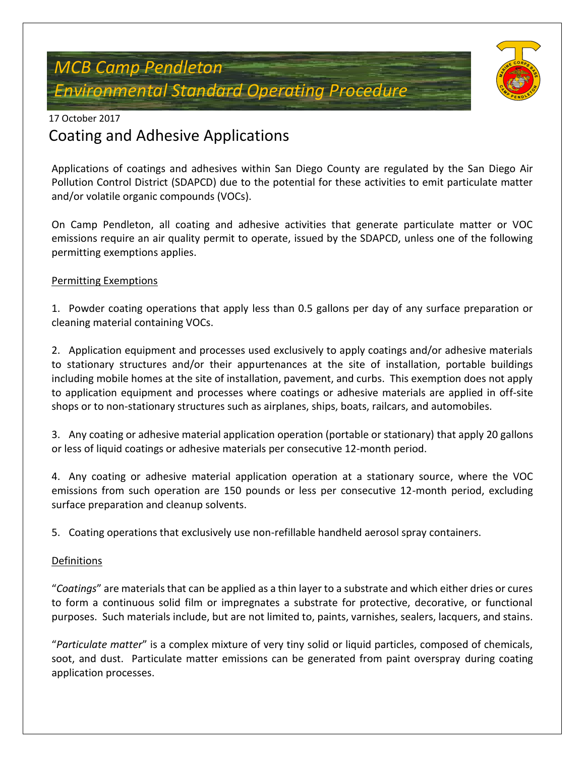# MCB Camp Pendleton

# Environmental Standard Operating Procedure

17 October 2017

## Coating and Adhesive Applications

Applications of coatings and adhesives within San Diego County are regulated by the San Diego Air Pollution Control District (SDAPCD) due to the potential for these activities to emit particulate matter and/or volatile organic compounds (VOCs).

On Camp Pendleton, all coating and adhesive activities that generate particulate matter or VOC emissions require an air quality permit to operate, issued by the SDAPCD, unless one of the following permitting exemptions applies.

### Permitting Exemptions

1. Powder coating operations that apply less than 0.5 gallons per day of any surface preparation or cleaning material containing VOCs.

2. Application equipment and processes used exclusively to apply coatings and/or adhesive materials to stationary structures and/or their appurtenances at the site of installation, portable buildings including mobile homes at the site of installation, pavement, and curbs. This exemption does not apply to application equipment and processes where coatings or adhesive materials are applied in off-site shops or to non-stationary structures such as airplanes, ships, boats, railcars, and automobiles.

3. Any coating or adhesive material application operation (portable or stationary) that apply 20 gallons or less of liquid coatings or adhesive materials per consecutive 12-month period.

4. Any coating or adhesive material application operation at a stationary source, where the VOC emissions from such operation are 150 pounds or less per consecutive 12-month period, excluding surface preparation and cleanup solvents.

5. Coating operations that exclusively use non-refillable handheld aerosol spray containers.

### Definitions

"*Coatings*" are materials that can be applied as a thin layer to a substrate and which either dries or cures to form a continuous solid film or impregnates a substrate for protective, decorative, or functional purposes. Such materials include, but are not limited to, paints, varnishes, sealers, lacquers, and stains.

"*Particulate matter*" is a complex mixture of very tiny solid or liquid particles, composed of chemicals, soot, and dust. Particulate matter emissions can be generated from paint overspray during coating application processes.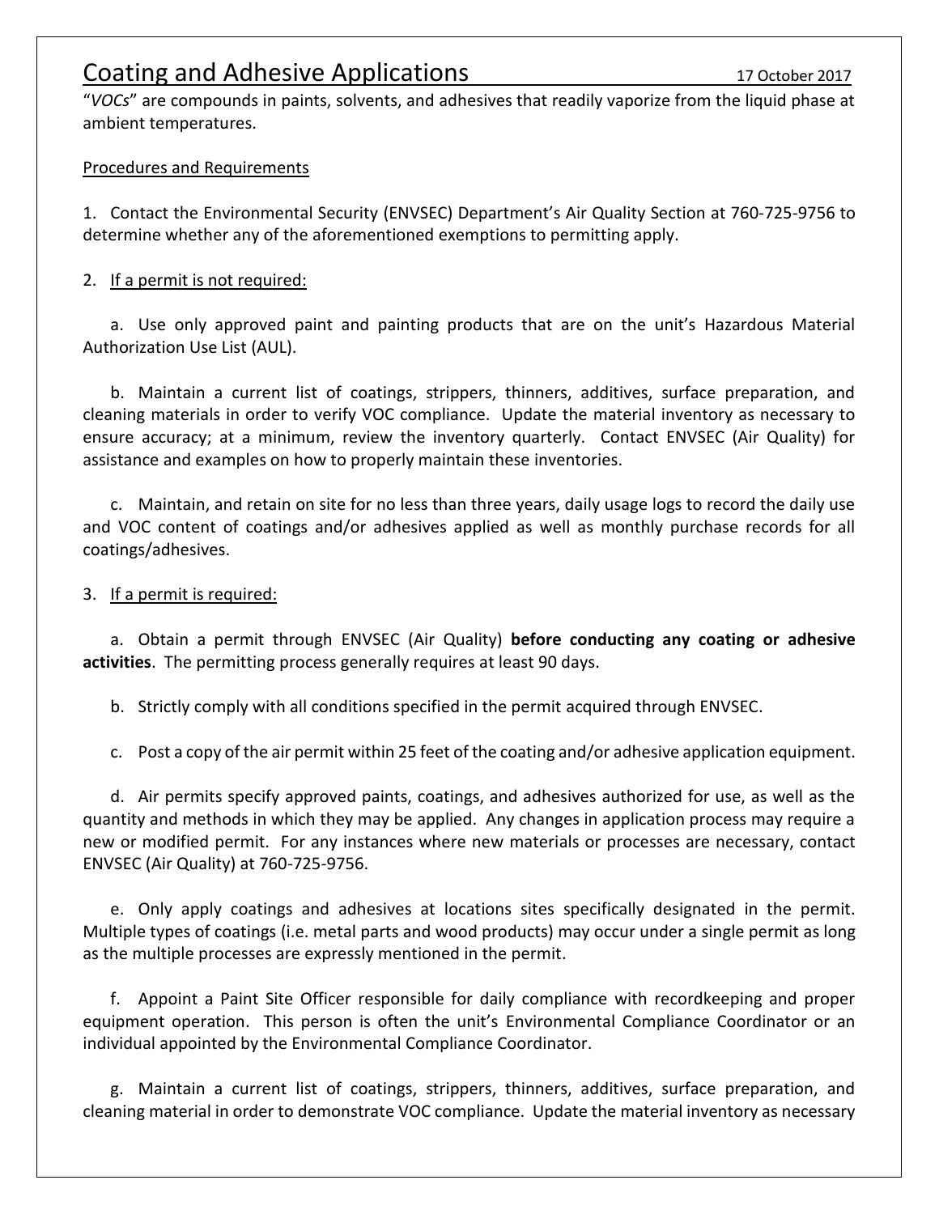"*VOCs*" are compounds in paints, solvents, and adhesives that readily vaporize from the liquid phase at ambient temperatures.

<u>Procedures and Requirements</u>

1. Contact the Environmental Security (ENVSEC) Department's Air Quality Section at 760-725-9756 to determine whether any of the aforementioned exemptions to permitting apply.

2. <u>If a permit is not required:</u>

   a. Use only approved paint and painting products that are on the unit's Hazardous Material Authorization Use List (AUL).

   b. Maintain a current list of coatings, strippers, thinners, additives, surface preparation, and cleaning materials in order to verify VOC compliance. Update the material inventory as necessary to ensure accuracy; at a minimum, review the inventory quarterly. Contact ENVSEC (Air Quality) for assistance and examples on how to properly maintain these inventories.

   c. Maintain, and retain on site for no less than three years, daily usage logs to record the daily use and VOC content of coatings and/or adhesives applied as well as monthly purchase records for all coatings/adhesives.

3. <u>If a permit is required:</u>

   a. Obtain a permit through ENVSEC (Air Quality) **before conducting any coating or adhesive activities**. The permitting process generally requires at least 90 days.

   b. Strictly comply with all conditions specified in the permit acquired through ENVSEC.

   c. Post a copy of the air permit within 25 feet of the coating and/or adhesive application equipment.

   d. Air permits specify approved paints, coatings, and adhesives authorized for use, as well as the quantity and methods in which they may be applied. Any changes in application process may require a new or modified permit. For any instances where new materials or processes are necessary, contact ENVSEC (Air Quality) at 760-725-9756.

   e. Only apply coatings and adhesives at locations sites specifically designated in the permit. Multiple types of coatings (i.e. metal parts and wood products) may occur under a single permit as long as the multiple processes are expressly mentioned in the permit.

   f. Appoint a Paint Site Officer responsible for daily compliance with recordkeeping and proper equipment operation. This person is often the unit's Environmental Compliance Coordinator or an individual appointed by the Environmental Compliance Coordinator.

   g. Maintain a current list of coatings, strippers, thinners, additives, surface preparation, and cleaning material in order to demonstrate VOC compliance. Update the material inventory as necessary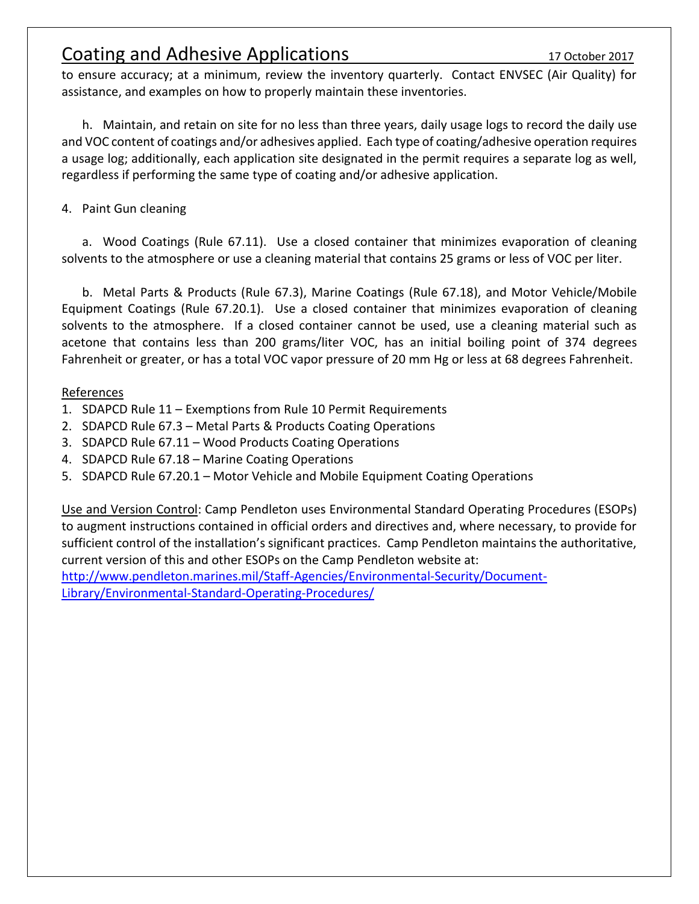to ensure accuracy; at a minimum, review the inventory quarterly. Contact ENVSEC (Air Quality) for assistance, and examples on how to properly maintain these inventories.

h. Maintain, and retain on site for no less than three years, daily usage logs to record the daily use and VOC content of coatings and/or adhesives applied. Each type of coating/adhesive operation requires a usage log; additionally, each application site designated in the permit requires a separate log as well, regardless if performing the same type of coating and/or adhesive application.

4. Paint Gun cleaning

a. Wood Coatings (Rule 67.11). Use a closed container that minimizes evaporation of cleaning solvents to the atmosphere or use a cleaning material that contains 25 grams or less of VOC per liter.

b. Metal Parts & Products (Rule 67.3), Marine Coatings (Rule 67.18), and Motor Vehicle/Mobile Equipment Coatings (Rule 67.20.1). Use a closed container that minimizes evaporation of cleaning solvents to the atmosphere. If a closed container cannot be used, use a cleaning material such as acetone that contains less than 200 grams/liter VOC, has an initial boiling point of 374 degrees Fahrenheit or greater, or has a total VOC vapor pressure of 20 mm Hg or less at 68 degrees Fahrenheit.

References

1. SDAPCD Rule 11 – Exemptions from Rule 10 Permit Requirements
2. SDAPCD Rule 67.3 – Metal Parts & Products Coating Operations
3. SDAPCD Rule 67.11 – Wood Products Coating Operations
4. SDAPCD Rule 67.18 – Marine Coating Operations
5. SDAPCD Rule 67.20.1 – Motor Vehicle and Mobile Equipment Coating Operations

Use and Version Control: Camp Pendleton uses Environmental Standard Operating Procedures (ESOPs) to augment instructions contained in official orders and directives and, where necessary, to provide for sufficient control of the installation's significant practices. Camp Pendleton maintains the authoritative, current version of this and other ESOPs on the Camp Pendleton website at:
http://www.pendleton.marines.mil/Staff-Agencies/Environmental-Security/Document-Library/Environmental-Standard-Operating-Procedures/